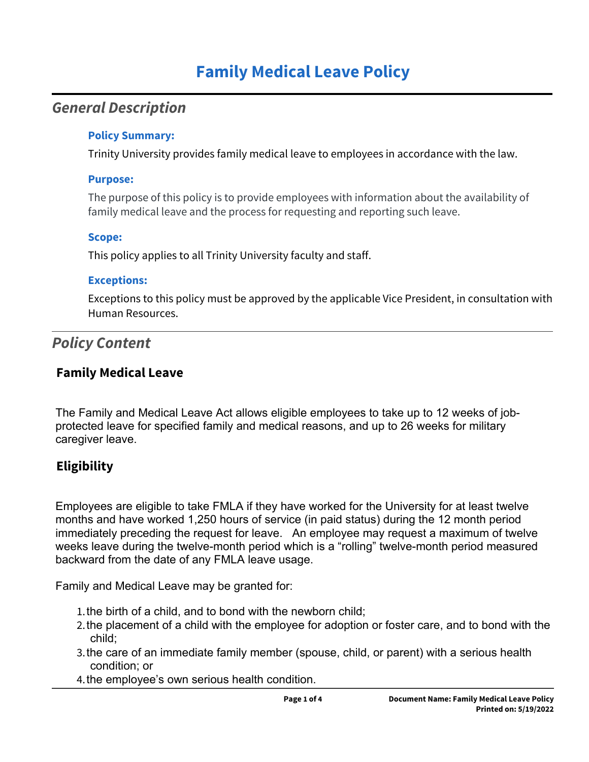# Family Medical Leave Policy

## General Description

### Policy Summary:

Trinity University provides family medical leave to employees in accordance with the law.

### Purpose:

The purpose of this policy is to provide employees with information about the availability of family medical leave and the process for requesting and reporting such leave.

### Scope:

This policy applies to all Trinity University faculty and staff.

### Exceptions:

Exceptions to this policy must be approved by the applicable Vice President, in consultation with Human Resources.

## Policy Content

### Family Medical Leave

The Family and Medical Leave Act allows eligible employees to take up to 12 weeks of job-protected leave for specified family and medical reasons, and up to 26 weeks for military caregiver leave.

### Eligibility

Employees are eligible to take FMLA if they have worked for the University for at least twelve months and have worked 1,250 hours of service (in paid status) during the 12 month period immediately preceding the request for leave. An employee may request a maximum of twelve weeks leave during the twelve-month period which is a "rolling" twelve-month period measured backward from the date of any FMLA leave usage.

Family and Medical Leave may be granted for:

1. the birth of a child, and to bond with the newborn child;
2. the placement of a child with the employee for adoption or foster care, and to bond with the child;
3. the care of an immediate family member (spouse, child, or parent) with a serious health condition; or
4. the employee's own serious health condition.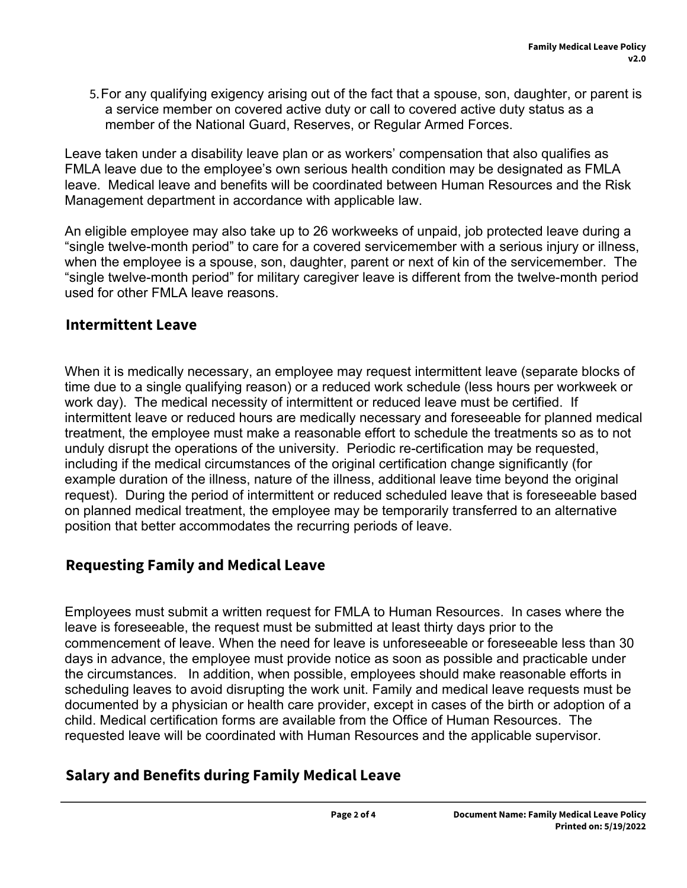5. For any qualifying exigency arising out of the fact that a spouse, son, daughter, or parent is a service member on covered active duty or call to covered active duty status as a member of the National Guard, Reserves, or Regular Armed Forces.

Leave taken under a disability leave plan or as workers' compensation that also qualifies as FMLA leave due to the employee's own serious health condition may be designated as FMLA leave. Medical leave and benefits will be coordinated between Human Resources and the Risk Management department in accordance with applicable law.

An eligible employee may also take up to 26 workweeks of unpaid, job protected leave during a "single twelve-month period" to care for a covered servicemember with a serious injury or illness, when the employee is a spouse, son, daughter, parent or next of kin of the servicemember. The "single twelve-month period" for military caregiver leave is different from the twelve-month period used for other FMLA leave reasons.

## Intermittent Leave

When it is medically necessary, an employee may request intermittent leave (separate blocks of time due to a single qualifying reason) or a reduced work schedule (less hours per workweek or work day). The medical necessity of intermittent or reduced leave must be certified. If intermittent leave or reduced hours are medically necessary and foreseeable for planned medical treatment, the employee must make a reasonable effort to schedule the treatments so as to not unduly disrupt the operations of the university. Periodic re-certification may be requested, including if the medical circumstances of the original certification change significantly (for example duration of the illness, nature of the illness, additional leave time beyond the original request). During the period of intermittent or reduced scheduled leave that is foreseeable based on planned medical treatment, the employee may be temporarily transferred to an alternative position that better accommodates the recurring periods of leave.

## Requesting Family and Medical Leave

Employees must submit a written request for FMLA to Human Resources. In cases where the leave is foreseeable, the request must be submitted at least thirty days prior to the commencement of leave. When the need for leave is unforeseeable or foreseeable less than 30 days in advance, the employee must provide notice as soon as possible and practicable under the circumstances. In addition, when possible, employees should make reasonable efforts in scheduling leaves to avoid disrupting the work unit. Family and medical leave requests must be documented by a physician or health care provider, except in cases of the birth or adoption of a child. Medical certification forms are available from the Office of Human Resources. The requested leave will be coordinated with Human Resources and the applicable supervisor.

## Salary and Benefits during Family Medical Leave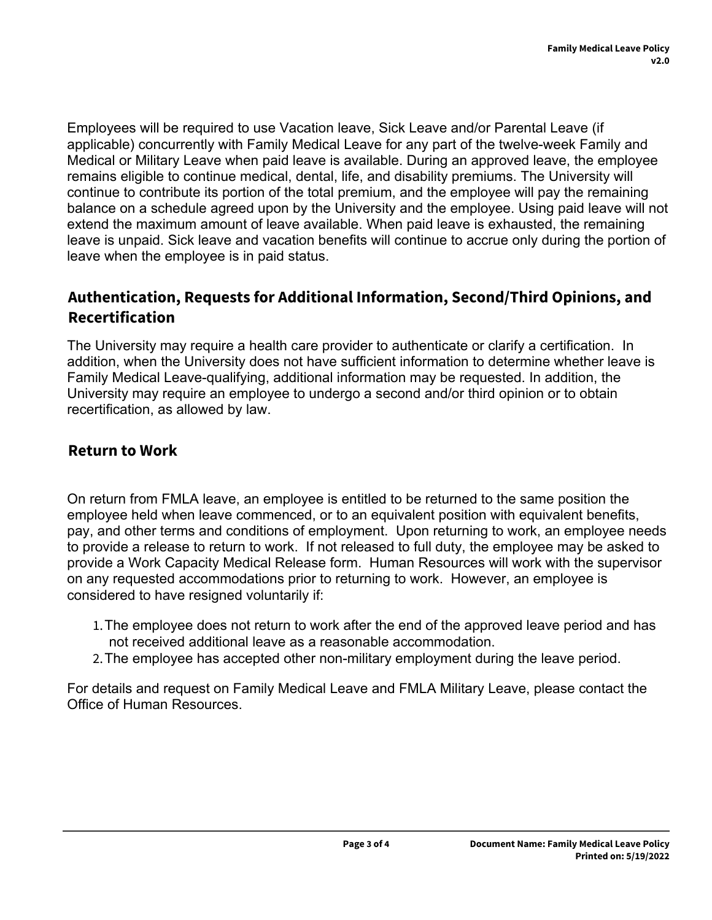Employees will be required to use Vacation leave, Sick Leave and/or Parental Leave (if applicable) concurrently with Family Medical Leave for any part of the twelve-week Family and Medical or Military Leave when paid leave is available. During an approved leave, the employee remains eligible to continue medical, dental, life, and disability premiums. The University will continue to contribute its portion of the total premium, and the employee will pay the remaining balance on a schedule agreed upon by the University and the employee. Using paid leave will not extend the maximum amount of leave available. When paid leave is exhausted, the remaining leave is unpaid. Sick leave and vacation benefits will continue to accrue only during the portion of leave when the employee is in paid status.

## Authentication, Requests for Additional Information, Second/Third Opinions, and Recertification

The University may require a health care provider to authenticate or clarify a certification. In addition, when the University does not have sufficient information to determine whether leave is Family Medical Leave-qualifying, additional information may be requested. In addition, the University may require an employee to undergo a second and/or third opinion or to obtain recertification, as allowed by law.

## Return to Work

On return from FMLA leave, an employee is entitled to be returned to the same position the employee held when leave commenced, or to an equivalent position with equivalent benefits, pay, and other terms and conditions of employment. Upon returning to work, an employee needs to provide a release to return to work. If not released to full duty, the employee may be asked to provide a Work Capacity Medical Release form. Human Resources will work with the supervisor on any requested accommodations prior to returning to work. However, an employee is considered to have resigned voluntarily if:

1. The employee does not return to work after the end of the approved leave period and has not received additional leave as a reasonable accommodation.
2. The employee has accepted other non-military employment during the leave period.

For details and request on Family Medical Leave and FMLA Military Leave, please contact the Office of Human Resources.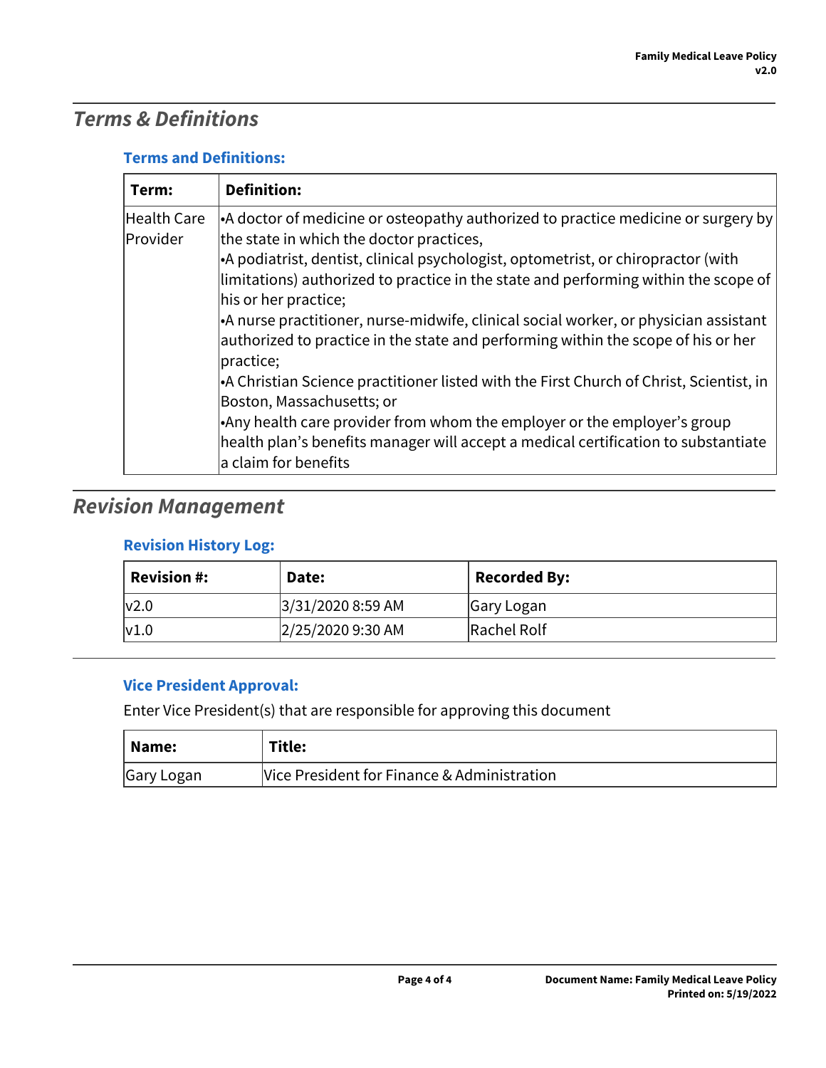## *Terms & Definitions*

### Terms and Definitions:

| Term: | Definition: |
|---|---|
| Health Care Provider | •A doctor of medicine or osteopathy authorized to practice medicine or surgery by the state in which the doctor practices,<br>•A podiatrist, dentist, clinical psychologist, optometrist, or chiropractor (with limitations) authorized to practice in the state and performing within the scope of his or her practice;<br>•A nurse practitioner, nurse-midwife, clinical social worker, or physician assistant authorized to practice in the state and performing within the scope of his or her practice;<br>•A Christian Science practitioner listed with the First Church of Christ, Scientist, in Boston, Massachusetts; or<br>•Any health care provider from whom the employer or the employer's group health plan's benefits manager will accept a medical certification to substantiate a claim for benefits |

## *Revision Management*

### Revision History Log:

| Revision #: | Date: | Recorded By: |
|---|---|---|
| v2.0 | 3/31/2020 8:59 AM | Gary Logan |
| v1.0 | 2/25/2020 9:30 AM | Rachel Rolf |

### Vice President Approval:

Enter Vice President(s) that are responsible for approving this document

| Name: | Title: |
|---|---|
| Gary Logan | Vice President for Finance & Administration |